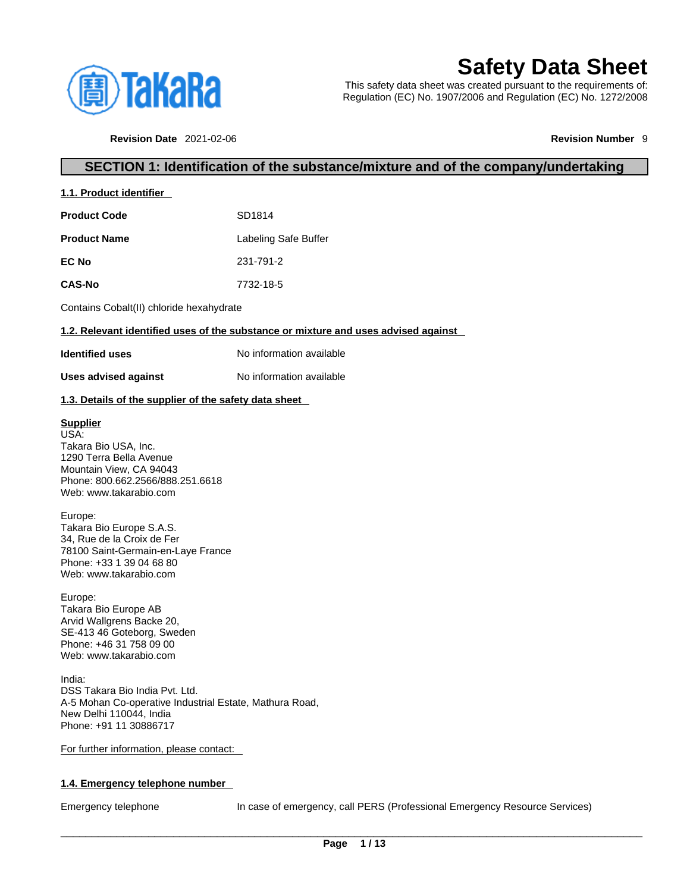# Safety Data Sheet

This safety data sheet was created pursuant to the requirements of:
Regulation (EC) No. 1907/2006 and Regulation (EC) No. 1272/2008

**Revision Date** 2021-02-06 **Revision Number** 9

## SECTION 1: Identification of the substance/mixture and of the company/undertaking

### 1.1. Product identifier

| | |
|---|---|
| **Product Code** | SD1814 |
| **Product Name** | Labeling Safe Buffer |
| **EC No** | 231-791-2 |
| **CAS-No** | 7732-18-5 |

Contains Cobalt(II) chloride hexahydrate

### 1.2. Relevant identified uses of the substance or mixture and uses advised against

| | |
|---|---|
| **Identified uses** | No information available |
| **Uses advised against** | No information available |

### 1.3. Details of the supplier of the safety data sheet

**Supplier**
USA:
Takara Bio USA, Inc.
1290 Terra Bella Avenue
Mountain View, CA 94043
Phone: 800.662.2566/888.251.6618
Web: www.takarabio.com

Europe:
Takara Bio Europe S.A.S.
34, Rue de la Croix de Fer
78100 Saint-Germain-en-Laye France
Phone: +33 1 39 04 68 80
Web: www.takarabio.com

Europe:
Takara Bio Europe AB
Arvid Wallgrens Backe 20,
SE-413 46 Goteborg, Sweden
Phone: +46 31 758 09 00
Web: www.takarabio.com

India:
DSS Takara Bio India Pvt. Ltd.
A-5 Mohan Co-operative Industrial Estate, Mathura Road,
New Delhi 110044, India
Phone: +91 11 30886717

For further information, please contact:

### 1.4. Emergency telephone number

Emergency telephone In case of emergency, call PERS (Professional Emergency Resource Services)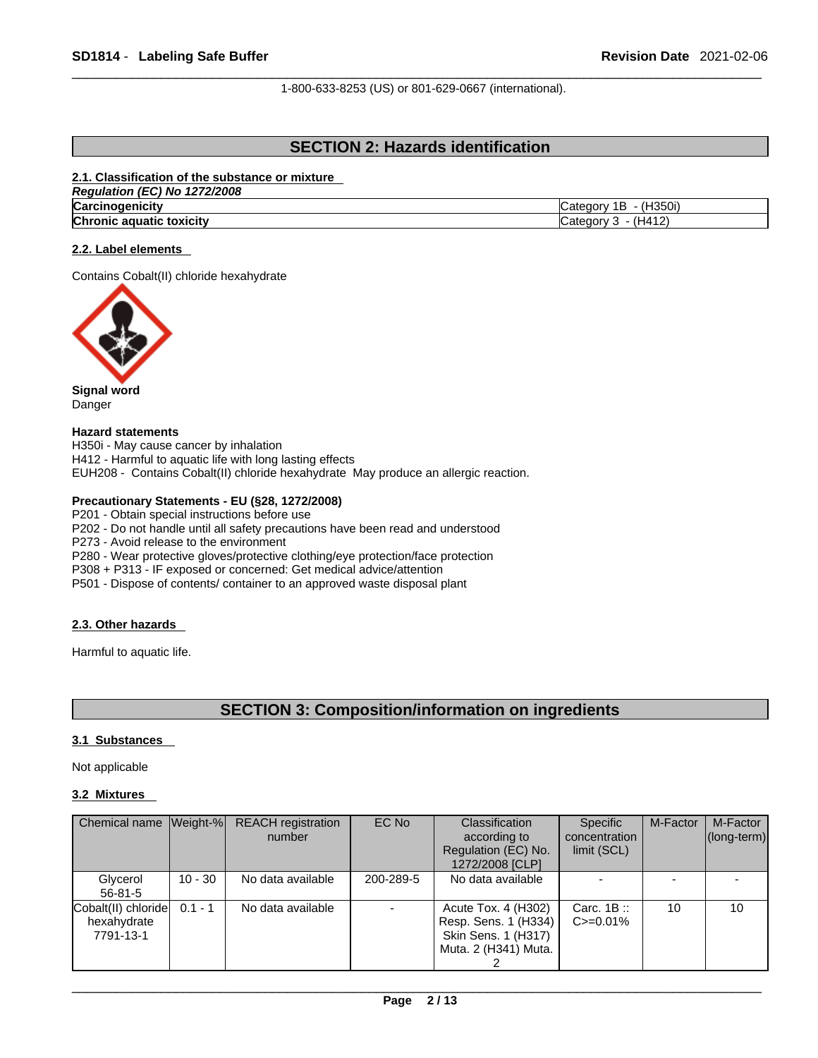1-800-633-8253 (US) or 801-629-0667 (international).

## SECTION 2: Hazards identification

### 2.1. Classification of the substance or mixture

*Regulation (EC) No 1272/2008*

| | |
|---|---|
| **Carcinogenicity** | Category 1B - (H350i) |
| **Chronic aquatic toxicity** | Category 3 - (H412) |

### 2.2. Label elements

Contains Cobalt(II) chloride hexahydrate

**Signal word**
Danger

**Hazard statements**
H350i - May cause cancer by inhalation
H412 - Harmful to aquatic life with long lasting effects
EUH208 - Contains Cobalt(II) chloride hexahydrate May produce an allergic reaction.

**Precautionary Statements - EU (§28, 1272/2008)**
P201 - Obtain special instructions before use
P202 - Do not handle until all safety precautions have been read and understood
P273 - Avoid release to the environment
P280 - Wear protective gloves/protective clothing/eye protection/face protection
P308 + P313 - IF exposed or concerned: Get medical advice/attention
P501 - Dispose of contents/ container to an approved waste disposal plant

### 2.3. Other hazards

Harmful to aquatic life.

## SECTION 3: Composition/information on ingredients

### 3.1 Substances

Not applicable

### 3.2 Mixtures

| Chemical name | Weight-% | REACH registration number | EC No | Classification according to Regulation (EC) No. 1272/2008 [CLP] | Specific concentration limit (SCL) | M-Factor | M-Factor (long-term) |
|---|---|---|---|---|---|---|---|
| Glycerol 56-81-5 | 10 - 30 | No data available | 200-289-5 | No data available | - | - | - |
| Cobalt(II) chloride hexahydrate 7791-13-1 | 0.1 - 1 | No data available | - | Acute Tox. 4 (H302) Resp. Sens. 1 (H334) Skin Sens. 1 (H317) Muta. 2 (H341) Muta. 2 | Carc. 1B :: C>=0.01% | 10 | 10 |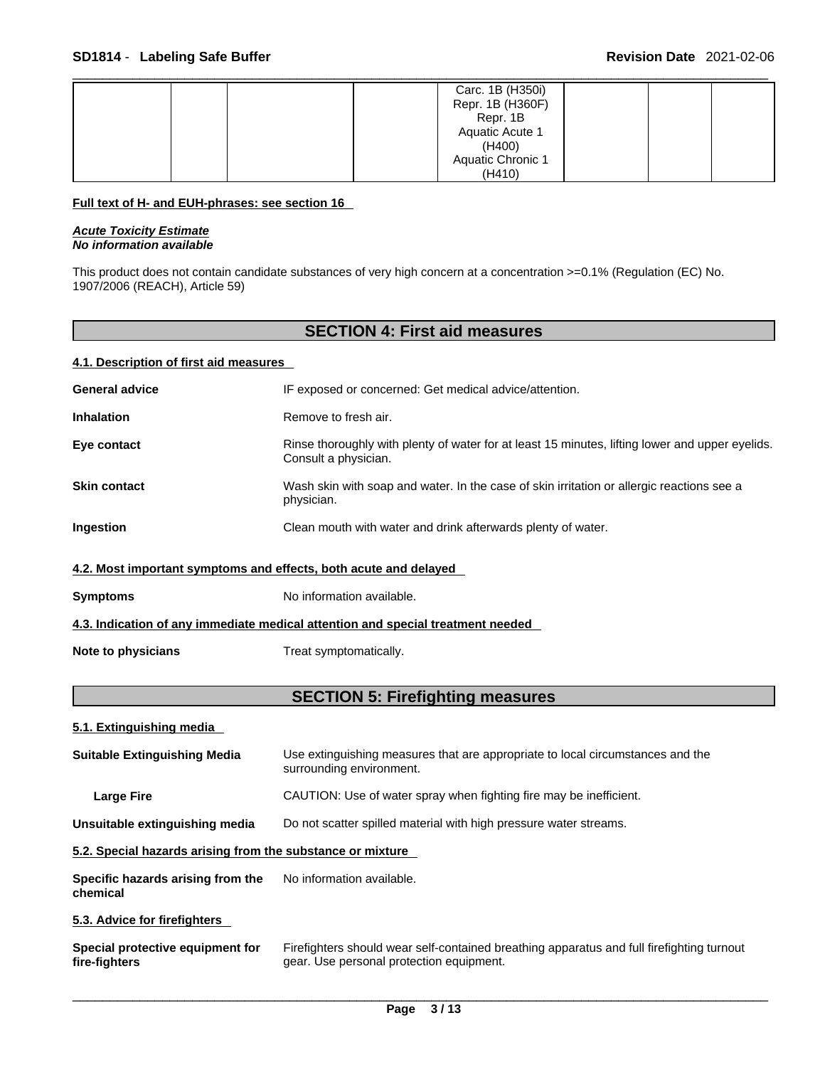| | | | | | | | |
|---|---|---|---|---|---|---|---|
| | | | | Carc. 1B (H350i)<br>Repr. 1B (H360F)<br>Repr. 1B<br>Aquatic Acute 1<br>(H400)<br>Aquatic Chronic 1<br>(H410) | | | |

**Full text of H- and EUH-phrases: see section 16**

***Acute Toxicity Estimate***
***No information available***

This product does not contain candidate substances of very high concern at a concentration >=0.1% (Regulation (EC) No. 1907/2006 (REACH), Article 59)

## SECTION 4: First aid measures

### 4.1. Description of first aid measures

**General advice** IF exposed or concerned: Get medical advice/attention.

**Inhalation** Remove to fresh air.

**Eye contact** Rinse thoroughly with plenty of water for at least 15 minutes, lifting lower and upper eyelids. Consult a physician.

**Skin contact** Wash skin with soap and water. In the case of skin irritation or allergic reactions see a physician.

**Ingestion** Clean mouth with water and drink afterwards plenty of water.

### 4.2. Most important symptoms and effects, both acute and delayed

**Symptoms** No information available.

### 4.3. Indication of any immediate medical attention and special treatment needed

**Note to physicians** Treat symptomatically.

## SECTION 5: Firefighting measures

### 5.1. Extinguishing media

**Suitable Extinguishing Media** Use extinguishing measures that are appropriate to local circumstances and the surrounding environment.

**Large Fire** CAUTION: Use of water spray when fighting fire may be inefficient.

**Unsuitable extinguishing media** Do not scatter spilled material with high pressure water streams.

### 5.2. Special hazards arising from the substance or mixture

**Specific hazards arising from the chemical** No information available.

### 5.3. Advice for firefighters

**Special protective equipment for fire-fighters** Firefighters should wear self-contained breathing apparatus and full firefighting turnout gear. Use personal protection equipment.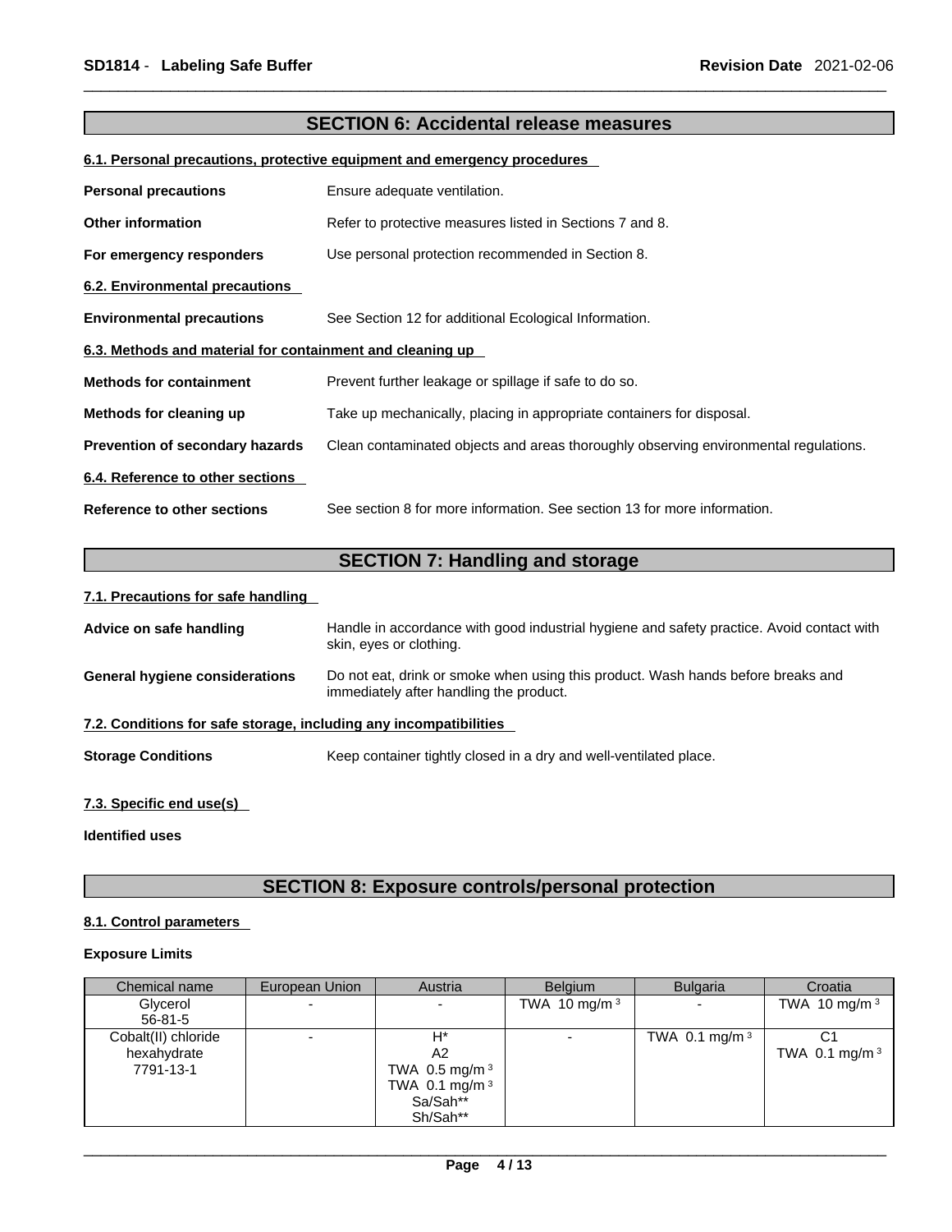## SECTION 6: Accidental release measures

### 6.1. Personal precautions, protective equipment and emergency procedures

**Personal precautions** Ensure adequate ventilation.

**Other information** Refer to protective measures listed in Sections 7 and 8.

**For emergency responders** Use personal protection recommended in Section 8.

### 6.2. Environmental precautions

**Environmental precautions** See Section 12 for additional Ecological Information.

### 6.3. Methods and material for containment and cleaning up

**Methods for containment** Prevent further leakage or spillage if safe to do so.

**Methods for cleaning up** Take up mechanically, placing in appropriate containers for disposal.

**Prevention of secondary hazards** Clean contaminated objects and areas thoroughly observing environmental regulations.

### 6.4. Reference to other sections

**Reference to other sections** See section 8 for more information. See section 13 for more information.

## SECTION 7: Handling and storage

### 7.1. Precautions for safe handling

**Advice on safe handling** Handle in accordance with good industrial hygiene and safety practice. Avoid contact with skin, eyes or clothing.

**General hygiene considerations** Do not eat, drink or smoke when using this product. Wash hands before breaks and immediately after handling the product.

### 7.2. Conditions for safe storage, including any incompatibilities

**Storage Conditions** Keep container tightly closed in a dry and well-ventilated place.

### 7.3. Specific end use(s)

**Identified uses**

## SECTION 8: Exposure controls/personal protection

### 8.1. Control parameters

**Exposure Limits**

| Chemical name | European Union | Austria | Belgium | Bulgaria | Croatia |
|---|---|---|---|---|---|
| Glycerol<br>56-81-5 | - | - | TWA 10 mg/m³ | - | TWA 10 mg/m³ |
| Cobalt(II) chloride hexahydrate<br>7791-13-1 | - | H*<br>A2<br>TWA 0.5 mg/m³<br>TWA 0.1 mg/m³<br>Sa/Sah**<br>Sh/Sah** | - | TWA 0.1 mg/m³ | C1<br>TWA 0.1 mg/m³ |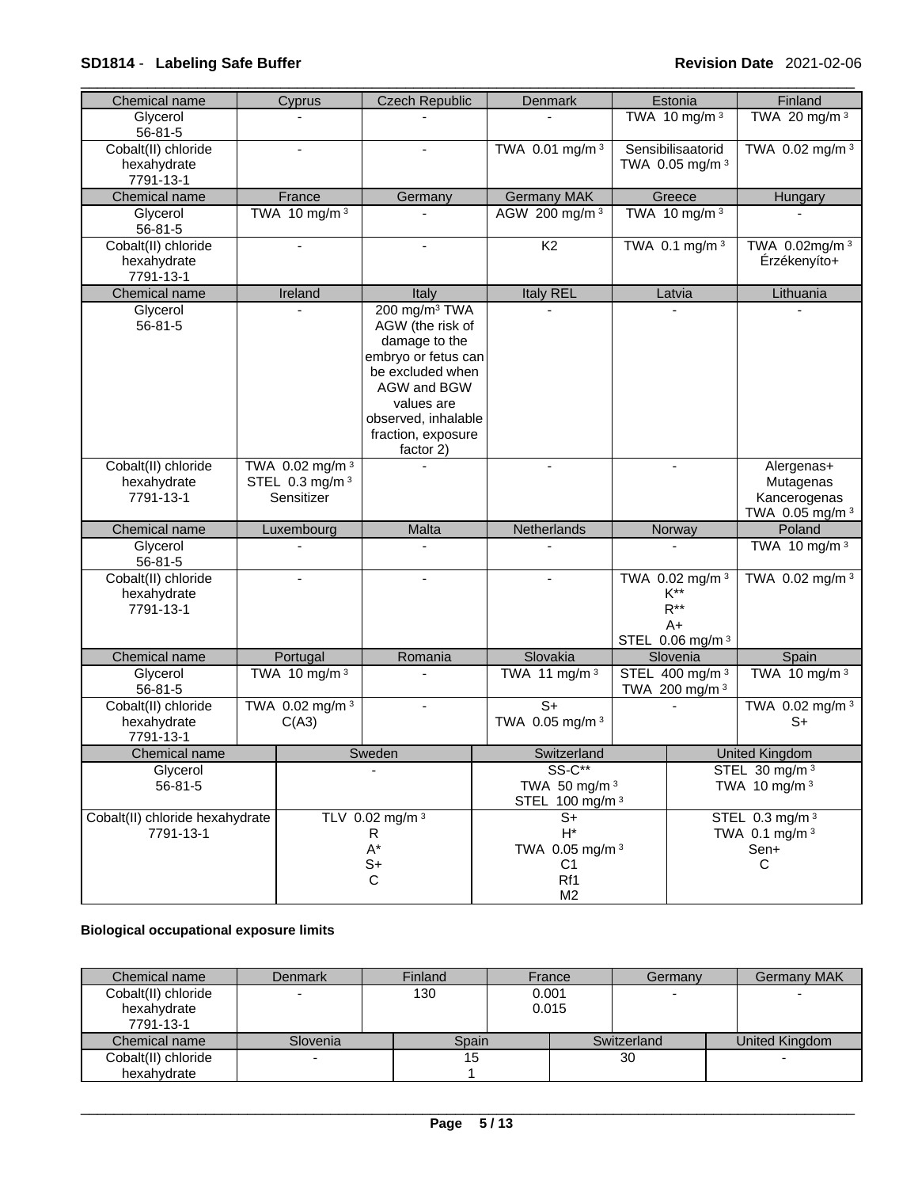| Chemical name | Cyprus | Czech Republic | Denmark | Estonia | Finland |
|---|---|---|---|---|---|
| Glycerol<br>56-81-5 | - | - | - | TWA 10 mg/m³ | TWA 20 mg/m³ |
| Cobalt(II) chloride hexahydrate<br>7791-13-1 | - | - | TWA 0.01 mg/m³ | Sensibilisaatorid<br>TWA 0.05 mg/m³ | TWA 0.02 mg/m³ |

| Chemical name | France | Germany | Germany MAK | Greece | Hungary |
|---|---|---|---|---|---|
| Glycerol<br>56-81-5 | TWA 10 mg/m³ | - | AGW 200 mg/m³ | TWA 10 mg/m³ | - |
| Cobalt(II) chloride hexahydrate<br>7791-13-1 | - | - | K2 | TWA 0.1 mg/m³ | TWA 0.02mg/m³<br>Érzékenyíto+ |

| Chemical name | Ireland | Italy | Italy REL | Latvia | Lithuania |
|---|---|---|---|---|---|
| Glycerol<br>56-81-5 | - | 200 mg/m³ TWA AGW (the risk of damage to the embryo or fetus can be excluded when AGW and BGW values are observed, inhalable fraction, exposure factor 2) | - | - | - |
| Cobalt(II) chloride hexahydrate<br>7791-13-1 | TWA 0.02 mg/m³<br>STEL 0.3 mg/m³<br>Sensitizer | - | - | - | Alergenas+<br>Mutagenas<br>Kancerogenas<br>TWA 0.05 mg/m³ |

| Chemical name | Luxembourg | Malta | Netherlands | Norway | Poland |
|---|---|---|---|---|---|
| Glycerol<br>56-81-5 | - | - | - | - | TWA 10 mg/m³ |
| Cobalt(II) chloride hexahydrate<br>7791-13-1 | - | - | - | TWA 0.02 mg/m³<br>K**<br>R**<br>A+<br>STEL 0.06 mg/m³ | TWA 0.02 mg/m³ |

| Chemical name | Portugal | Romania | Slovakia | Slovenia | Spain |
|---|---|---|---|---|---|
| Glycerol<br>56-81-5 | TWA 10 mg/m³ | - | TWA 11 mg/m³ | STEL 400 mg/m³<br>TWA 200 mg/m³ | TWA 10 mg/m³ |
| Cobalt(II) chloride hexahydrate<br>7791-13-1 | TWA 0.02 mg/m³<br>C(A3) | - | S+<br>TWA 0.05 mg/m³ | - | TWA 0.02 mg/m³<br>S+ |

| Chemical name | Sweden | Switzerland | United Kingdom |
|---|---|---|---|
| Glycerol<br>56-81-5 | - | SS-C**<br>TWA 50 mg/m³<br>STEL 100 mg/m³ | STEL 30 mg/m³<br>TWA 10 mg/m³ |
| Cobalt(II) chloride hexahydrate<br>7791-13-1 | TLV 0.02 mg/m³<br>R<br>A*<br>S+<br>C | S+<br>H*<br>TWA 0.05 mg/m³<br>C1<br>Rf1<br>M2 | STEL 0.3 mg/m³<br>TWA 0.1 mg/m³<br>Sen+<br>C |

**Biological occupational exposure limits**

| Chemical name | Denmark | Finland | France | Germany | Germany MAK |
|---|---|---|---|---|---|
| Cobalt(II) chloride hexahydrate<br>7791-13-1 | - | 130 | 0.001<br>0.015 | - | - |

| Chemical name | Slovenia | Spain | Switzerland | United Kingdom |
|---|---|---|---|---|
| Cobalt(II) chloride hexahydrate | - | 15<br>1 | 30 | - |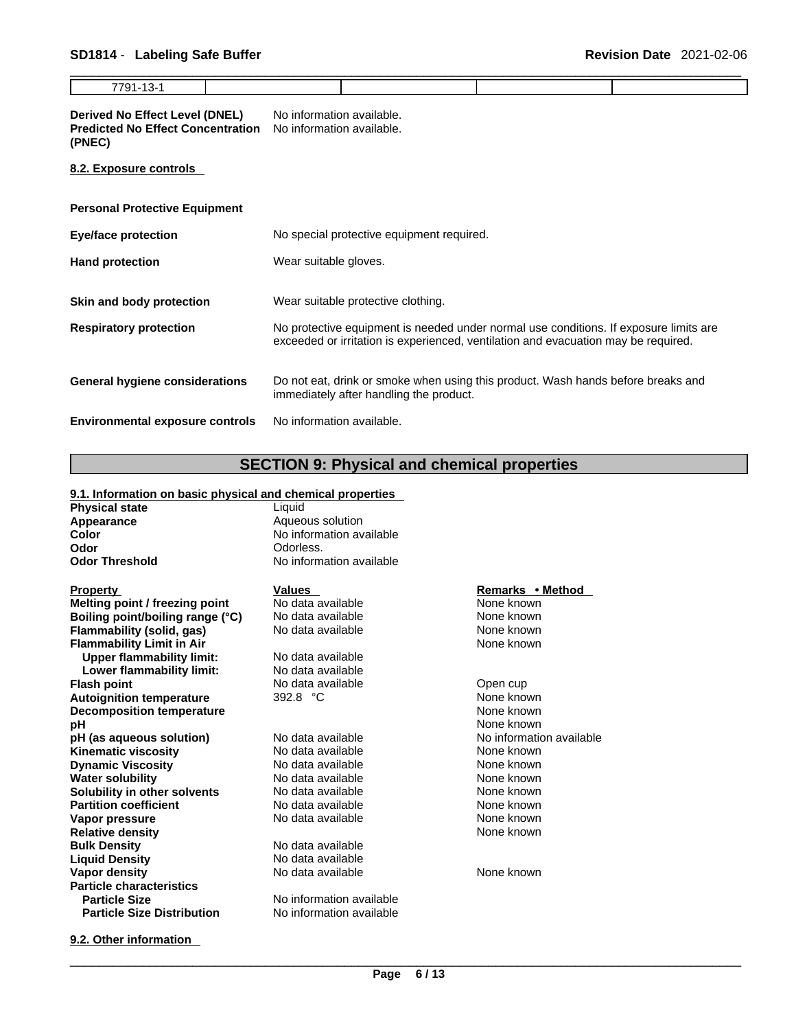| | | | | |
|---|---|---|---|---|
| 7791-13-1 | | | | |

**Derived No Effect Level (DNEL)** No information available.
**Predicted No Effect Concentration (PNEC)** No information available.

**8.2. Exposure controls**

**Personal Protective Equipment**

**Eye/face protection** No special protective equipment required.

**Hand protection** Wear suitable gloves.

**Skin and body protection** Wear suitable protective clothing.

**Respiratory protection** No protective equipment is needed under normal use conditions. If exposure limits are exceeded or irritation is experienced, ventilation and evacuation may be required.

**General hygiene considerations** Do not eat, drink or smoke when using this product. Wash hands before breaks and immediately after handling the product.

**Environmental exposure controls** No information available.

## SECTION 9: Physical and chemical properties

**9.1. Information on basic physical and chemical properties**

| | |
|---|---|
| **Physical state** | Liquid |
| **Appearance** | Aqueous solution |
| **Color** | No information available |
| **Odor** | Odorless. |
| **Odor Threshold** | No information available |

| Property | Values | Remarks • Method |
|---|---|---|
| **Melting point / freezing point** | No data available | None known |
| **Boiling point/boiling range (°C)** | No data available | None known |
| **Flammability (solid, gas)** | No data available | None known |
| **Flammability Limit in Air** | | None known |
| **Upper flammability limit:** | No data available | |
| **Lower flammability limit:** | No data available | |
| **Flash point** | No data available | Open cup |
| **Autoignition temperature** | 392.8 °C | None known |
| **Decomposition temperature** | | None known |
| **pH** | | None known |
| **pH (as aqueous solution)** | No data available | No information available |
| **Kinematic viscosity** | No data available | None known |
| **Dynamic Viscosity** | No data available | None known |
| **Water solubility** | No data available | None known |
| **Solubility in other solvents** | No data available | None known |
| **Partition coefficient** | No data available | None known |
| **Vapor pressure** | No data available | None known |
| **Relative density** | | None known |
| **Bulk Density** | No data available | |
| **Liquid Density** | No data available | |
| **Vapor density** | No data available | None known |
| **Particle characteristics** | | |
| **Particle Size** | No information available | |
| **Particle Size Distribution** | No information available | |

**9.2. Other information**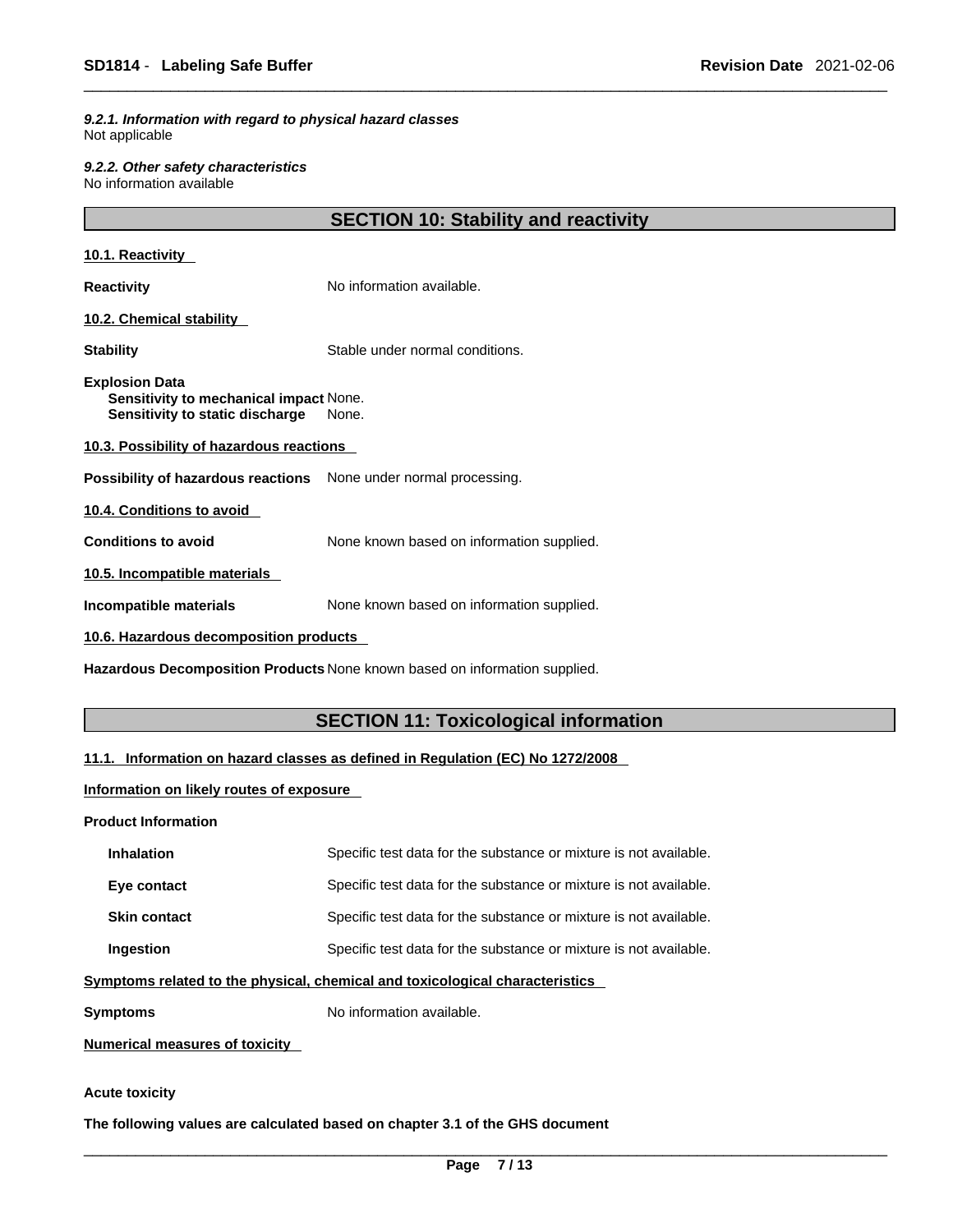*9.2.1. Information with regard to physical hazard classes*
Not applicable

*9.2.2. Other safety characteristics*
No information available

## SECTION 10: Stability and reactivity

**10.1. Reactivity**

**Reactivity** No information available.

**10.2. Chemical stability**

**Stability** Stable under normal conditions.

**Explosion Data**
**Sensitivity to mechanical impact** None.
**Sensitivity to static discharge** None.

**10.3. Possibility of hazardous reactions**

**Possibility of hazardous reactions** None under normal processing.

**10.4. Conditions to avoid**

**Conditions to avoid** None known based on information supplied.

**10.5. Incompatible materials**

**Incompatible materials** None known based on information supplied.

**10.6. Hazardous decomposition products**

**Hazardous Decomposition Products** None known based on information supplied.

## SECTION 11: Toxicological information

**11.1. Information on hazard classes as defined in Regulation (EC) No 1272/2008**

**Information on likely routes of exposure**

**Product Information**

**Inhalation** Specific test data for the substance or mixture is not available.

**Eye contact** Specific test data for the substance or mixture is not available.

**Skin contact** Specific test data for the substance or mixture is not available.

**Ingestion** Specific test data for the substance or mixture is not available.

**Symptoms related to the physical, chemical and toxicological characteristics**

**Symptoms** No information available.

**Numerical measures of toxicity**

**Acute toxicity**

**The following values are calculated based on chapter 3.1 of the GHS document**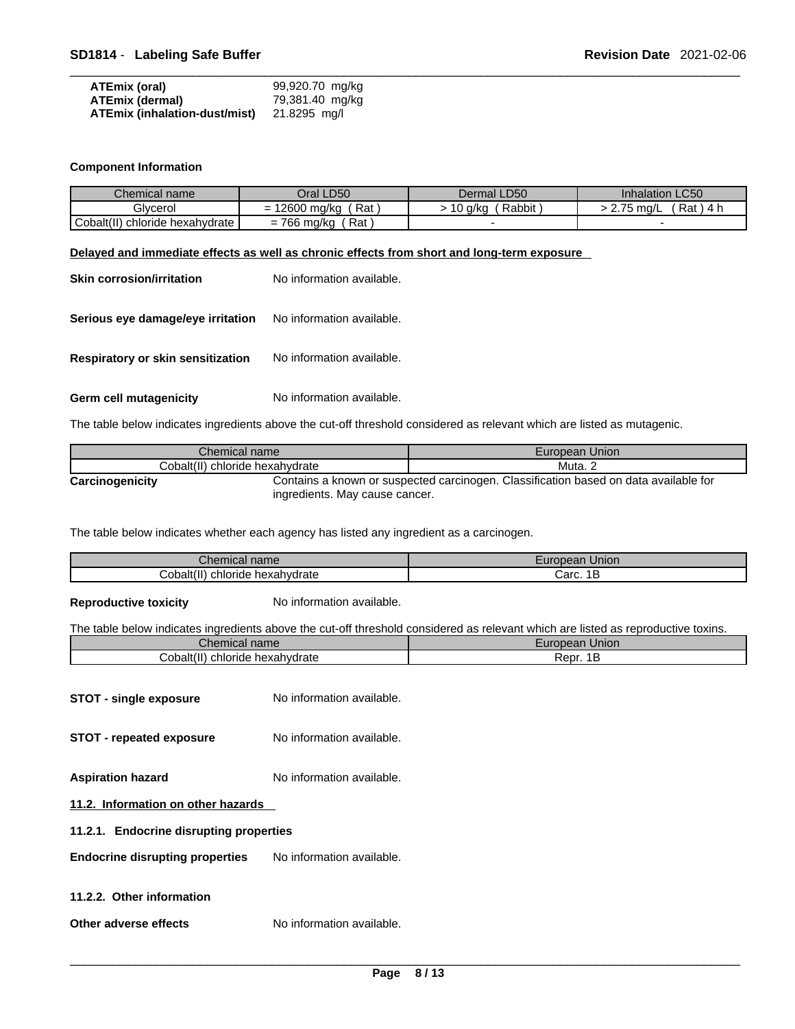**ATEmix (oral)** 99,920.70 mg/kg
**ATEmix (dermal)** 79,381.40 mg/kg
**ATEmix (inhalation-dust/mist)** 21.8295 mg/l

**Component Information**

| Chemical name | Oral LD50 | Dermal LD50 | Inhalation LC50 |
|---|---|---|---|
| Glycerol | = 12600 mg/kg ( Rat ) | > 10 g/kg ( Rabbit ) | > 2.75 mg/L ( Rat ) 4 h |
| Cobalt(II) chloride hexahydrate | = 766 mg/kg ( Rat ) | - | - |

**Delayed and immediate effects as well as chronic effects from short and long-term exposure**

**Skin corrosion/irritation** No information available.

**Serious eye damage/eye irritation** No information available.

**Respiratory or skin sensitization** No information available.

**Germ cell mutagenicity** No information available.

The table below indicates ingredients above the cut-off threshold considered as relevant which are listed as mutagenic.

| Chemical name | European Union |
|---|---|
| Cobalt(II) chloride hexahydrate | Muta. 2 |

**Carcinogenicity** Contains a known or suspected carcinogen. Classification based on data available for ingredients. May cause cancer.

The table below indicates whether each agency has listed any ingredient as a carcinogen.

| Chemical name | European Union |
|---|---|
| Cobalt(II) chloride hexahydrate | Carc. 1B |

**Reproductive toxicity** No information available.

The table below indicates ingredients above the cut-off threshold considered as relevant which are listed as reproductive toxins.

| Chemical name | European Union |
|---|---|
| Cobalt(II) chloride hexahydrate | Repr. 1B |

**STOT - single exposure** No information available.

**STOT - repeated exposure** No information available.

**Aspiration hazard** No information available.

## 11.2. Information on other hazards

### 11.2.1. Endocrine disrupting properties

**Endocrine disrupting properties** No information available.

### 11.2.2. Other information

**Other adverse effects** No information available.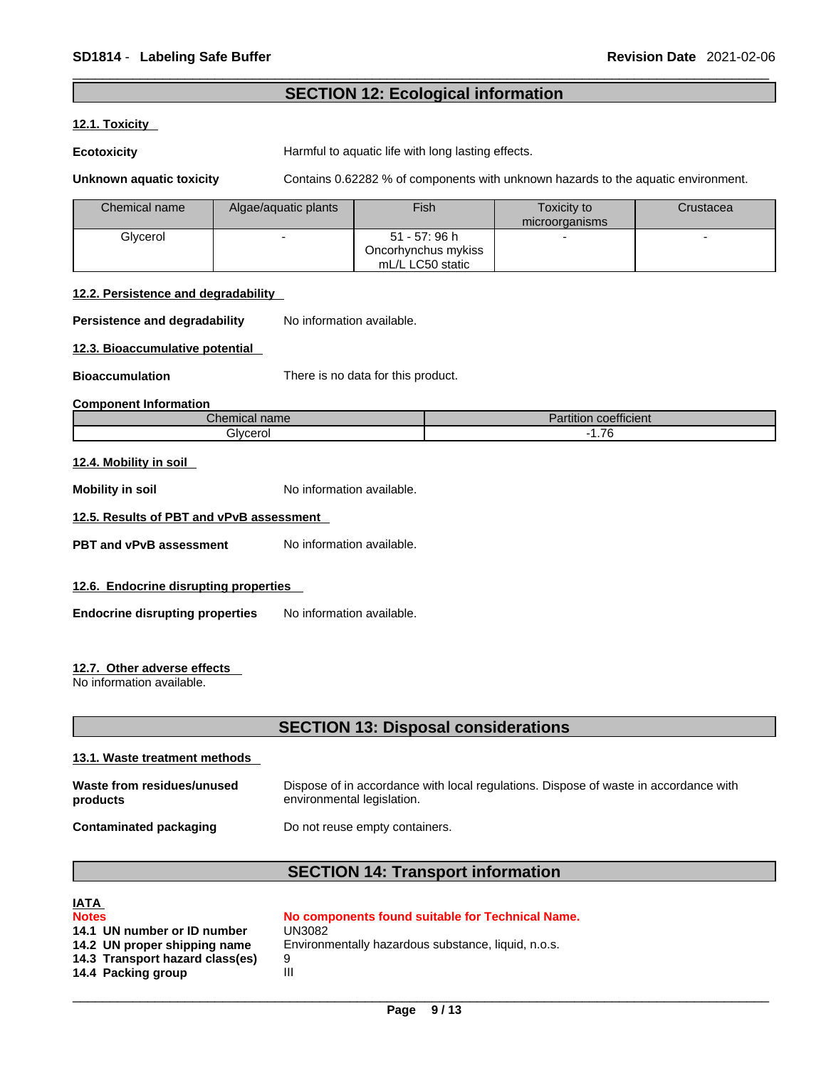## SECTION 12: Ecological information

### 12.1. Toxicity

**Ecotoxicity** Harmful to aquatic life with long lasting effects.

**Unknown aquatic toxicity** Contains 0.62282 % of components with unknown hazards to the aquatic environment.

| Chemical name | Algae/aquatic plants | Fish | Toxicity to microorganisms | Crustacea |
|---|---|---|---|---|
| Glycerol | - | 51 - 57: 96 h Oncorhynchus mykiss mL/L LC50 static | - | - |

### 12.2. Persistence and degradability

**Persistence and degradability** No information available.

### 12.3. Bioaccumulative potential

**Bioaccumulation** There is no data for this product.

**Component Information**

| Chemical name | Partition coefficient |
|---|---|
| Glycerol | -1.76 |

### 12.4. Mobility in soil

**Mobility in soil** No information available.

### 12.5. Results of PBT and vPvB assessment

**PBT and vPvB assessment** No information available.

### 12.6. Endocrine disrupting properties

**Endocrine disrupting properties** No information available.

### 12.7. Other adverse effects

No information available.

## SECTION 13: Disposal considerations

### 13.1. Waste treatment methods

**Waste from residues/unused products** Dispose of in accordance with local regulations. Dispose of waste in accordance with environmental legislation.

**Contaminated packaging** Do not reuse empty containers.

## SECTION 14: Transport information

**IATA**

**Notes** **No components found suitable for Technical Name.**

**14.1 UN number or ID number** UN3082

**14.2 UN proper shipping name** Environmentally hazardous substance, liquid, n.o.s.

**14.3 Transport hazard class(es)** 9

**14.4 Packing group** III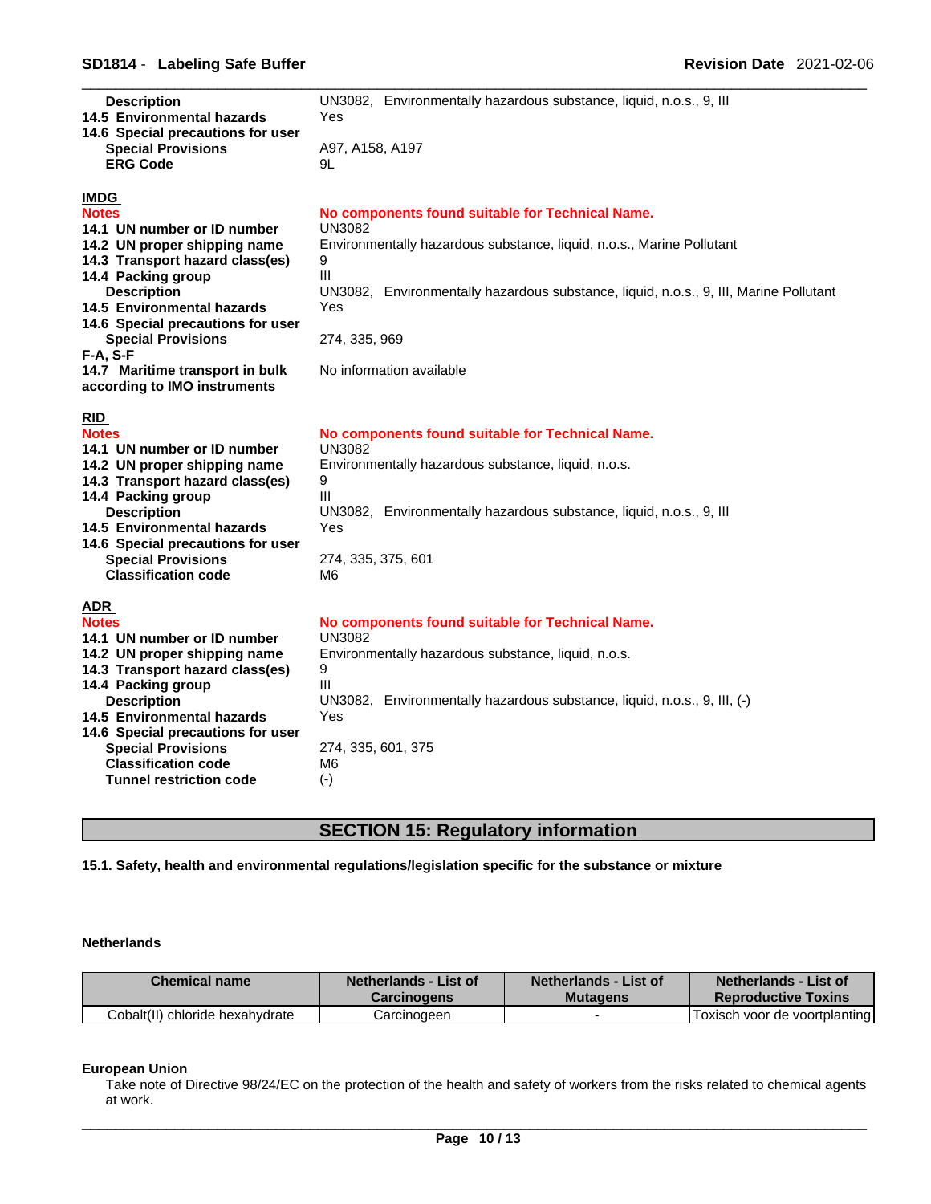| | |
|---|---|
| **Description** | UN3082, Environmentally hazardous substance, liquid, n.o.s., 9, III |
| **14.5 Environmental hazards** | Yes |
| **14.6 Special precautions for user** | |
| **Special Provisions** | A97, A158, A197 |
| **ERG Code** | 9L |

**IMDG**

| | |
|---|---|
| **Notes** | **No components found suitable for Technical Name.** |
| **14.1 UN number or ID number** | UN3082 |
| **14.2 UN proper shipping name** | Environmentally hazardous substance, liquid, n.o.s., Marine Pollutant |
| **14.3 Transport hazard class(es)** | 9 |
| **14.4 Packing group** | III |
| **Description** | UN3082, Environmentally hazardous substance, liquid, n.o.s., 9, III, Marine Pollutant |
| **14.5 Environmental hazards** | Yes |
| **14.6 Special precautions for user** | |
| **Special Provisions** | 274, 335, 969 |
| **F-A, S-F** | |
| **14.7 Maritime transport in bulk according to IMO instruments** | No information available |

**RID**

| | |
|---|---|
| **Notes** | **No components found suitable for Technical Name.** |
| **14.1 UN number or ID number** | UN3082 |
| **14.2 UN proper shipping name** | Environmentally hazardous substance, liquid, n.o.s. |
| **14.3 Transport hazard class(es)** | 9 |
| **14.4 Packing group** | III |
| **Description** | UN3082, Environmentally hazardous substance, liquid, n.o.s., 9, III |
| **14.5 Environmental hazards** | Yes |
| **14.6 Special precautions for user** | |
| **Special Provisions** | 274, 335, 375, 601 |
| **Classification code** | M6 |

**ADR**

| | |
|---|---|
| **Notes** | **No components found suitable for Technical Name.** |
| **14.1 UN number or ID number** | UN3082 |
| **14.2 UN proper shipping name** | Environmentally hazardous substance, liquid, n.o.s. |
| **14.3 Transport hazard class(es)** | 9 |
| **14.4 Packing group** | III |
| **Description** | UN3082, Environmentally hazardous substance, liquid, n.o.s., 9, III, (-) |
| **14.5 Environmental hazards** | Yes |
| **14.6 Special precautions for user** | |
| **Special Provisions** | 274, 335, 601, 375 |
| **Classification code** | M6 |
| **Tunnel restriction code** | (-) |

## SECTION 15: Regulatory information

**15.1. Safety, health and environmental regulations/legislation specific for the substance or mixture**

**Netherlands**

| Chemical name | Netherlands - List of Carcinogens | Netherlands - List of Mutagens | Netherlands - List of Reproductive Toxins |
|---|---|---|---|
| Cobalt(II) chloride hexahydrate | Carcinogeen | - | Toxisch voor de voortplanting |

**European Union**

Take note of Directive 98/24/EC on the protection of the health and safety of workers from the risks related to chemical agents at work.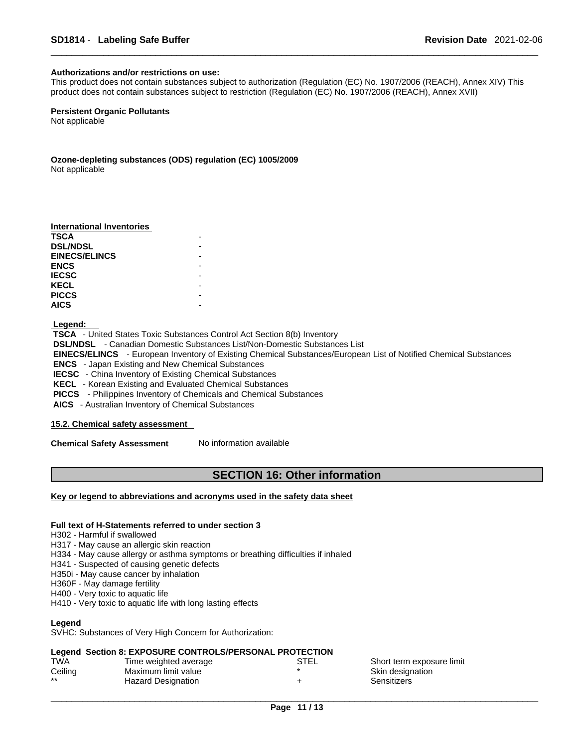**Authorizations and/or restrictions on use:**
This product does not contain substances subject to authorization (Regulation (EC) No. 1907/2006 (REACH), Annex XIV) This product does not contain substances subject to restriction (Regulation (EC) No. 1907/2006 (REACH), Annex XVII)

**Persistent Organic Pollutants**
Not applicable

**Ozone-depleting substances (ODS) regulation (EC) 1005/2009**
Not applicable

**International Inventories**

| | |
|---|---|
| **TSCA** | - |
| **DSL/NDSL** | - |
| **EINECS/ELINCS** | - |
| **ENCS** | - |
| **IECSC** | - |
| **KECL** | - |
| **PICCS** | - |
| **AICS** | - |

**Legend:**
**TSCA** - United States Toxic Substances Control Act Section 8(b) Inventory
**DSL/NDSL** - Canadian Domestic Substances List/Non-Domestic Substances List
**EINECS/ELINCS** - European Inventory of Existing Chemical Substances/European List of Notified Chemical Substances
**ENCS** - Japan Existing and New Chemical Substances
**IECSC** - China Inventory of Existing Chemical Substances
**KECL** - Korean Existing and Evaluated Chemical Substances
**PICCS** - Philippines Inventory of Chemicals and Chemical Substances
**AICS** - Australian Inventory of Chemical Substances

**15.2. Chemical safety assessment**

**Chemical Safety Assessment** No information available

## SECTION 16: Other information

**Key or legend to abbreviations and acronyms used in the safety data sheet**

**Full text of H-Statements referred to under section 3**
H302 - Harmful if swallowed
H317 - May cause an allergic skin reaction
H334 - May cause allergy or asthma symptoms or breathing difficulties if inhaled
H341 - Suspected of causing genetic defects
H350i - May cause cancer by inhalation
H360F - May damage fertility
H400 - Very toxic to aquatic life
H410 - Very toxic to aquatic life with long lasting effects

**Legend**
SVHC: Substances of Very High Concern for Authorization:

**Legend Section 8: EXPOSURE CONTROLS/PERSONAL PROTECTION**

| | | | |
|---|---|---|---|
| TWA | Time weighted average | STEL | Short term exposure limit |
| Ceiling | Maximum limit value | * | Skin designation |
| ** | Hazard Designation | + | Sensitizers |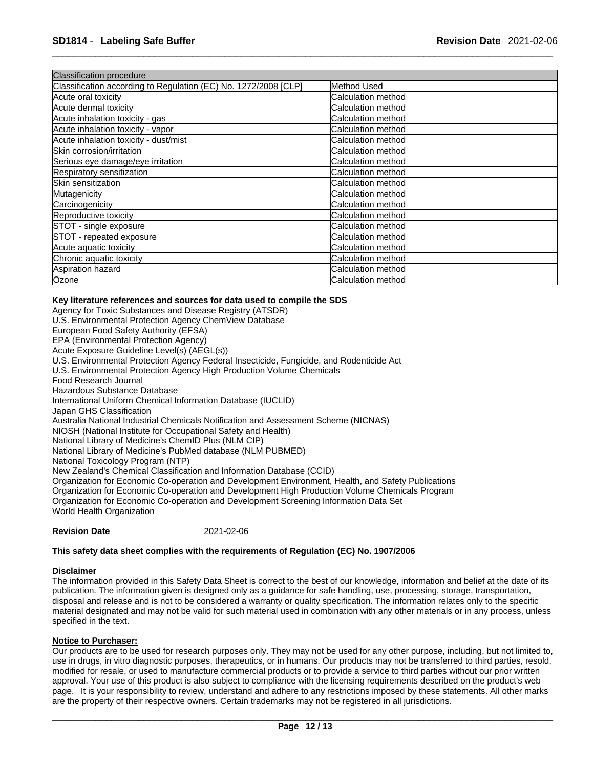| Classification procedure | |
|---|---|
| Classification according to Regulation (EC) No. 1272/2008 [CLP] | Method Used |
| Acute oral toxicity | Calculation method |
| Acute dermal toxicity | Calculation method |
| Acute inhalation toxicity - gas | Calculation method |
| Acute inhalation toxicity - vapor | Calculation method |
| Acute inhalation toxicity - dust/mist | Calculation method |
| Skin corrosion/irritation | Calculation method |
| Serious eye damage/eye irritation | Calculation method |
| Respiratory sensitization | Calculation method |
| Skin sensitization | Calculation method |
| Mutagenicity | Calculation method |
| Carcinogenicity | Calculation method |
| Reproductive toxicity | Calculation method |
| STOT - single exposure | Calculation method |
| STOT - repeated exposure | Calculation method |
| Acute aquatic toxicity | Calculation method |
| Chronic aquatic toxicity | Calculation method |
| Aspiration hazard | Calculation method |
| Ozone | Calculation method |

**Key literature references and sources for data used to compile the SDS**

Agency for Toxic Substances and Disease Registry (ATSDR)
U.S. Environmental Protection Agency ChemView Database
European Food Safety Authority (EFSA)
EPA (Environmental Protection Agency)
Acute Exposure Guideline Level(s) (AEGL(s))
U.S. Environmental Protection Agency Federal Insecticide, Fungicide, and Rodenticide Act
U.S. Environmental Protection Agency High Production Volume Chemicals
Food Research Journal
Hazardous Substance Database
International Uniform Chemical Information Database (IUCLID)
Japan GHS Classification
Australia National Industrial Chemicals Notification and Assessment Scheme (NICNAS)
NIOSH (National Institute for Occupational Safety and Health)
National Library of Medicine's ChemID Plus (NLM CIP)
National Library of Medicine's PubMed database (NLM PUBMED)
National Toxicology Program (NTP)
New Zealand's Chemical Classification and Information Database (CCID)
Organization for Economic Co-operation and Development Environment, Health, and Safety Publications
Organization for Economic Co-operation and Development High Production Volume Chemicals Program
Organization for Economic Co-operation and Development Screening Information Data Set
World Health Organization

**Revision Date** 2021-02-06

**This safety data sheet complies with the requirements of Regulation (EC) No. 1907/2006**

**Disclaimer**

The information provided in this Safety Data Sheet is correct to the best of our knowledge, information and belief at the date of its publication. The information given is designed only as a guidance for safe handling, use, processing, storage, transportation, disposal and release and is not to be considered a warranty or quality specification. The information relates only to the specific material designated and may not be valid for such material used in combination with any other materials or in any process, unless specified in the text.

**Notice to Purchaser:**

Our products are to be used for research purposes only. They may not be used for any other purpose, including, but not limited to, use in drugs, in vitro diagnostic purposes, therapeutics, or in humans. Our products may not be transferred to third parties, resold, modified for resale, or used to manufacture commercial products or to provide a service to third parties without our prior written approval. Your use of this product is also subject to compliance with the licensing requirements described on the product's web page. It is your responsibility to review, understand and adhere to any restrictions imposed by these statements. All other marks are the property of their respective owners. Certain trademarks may not be registered in all jurisdictions.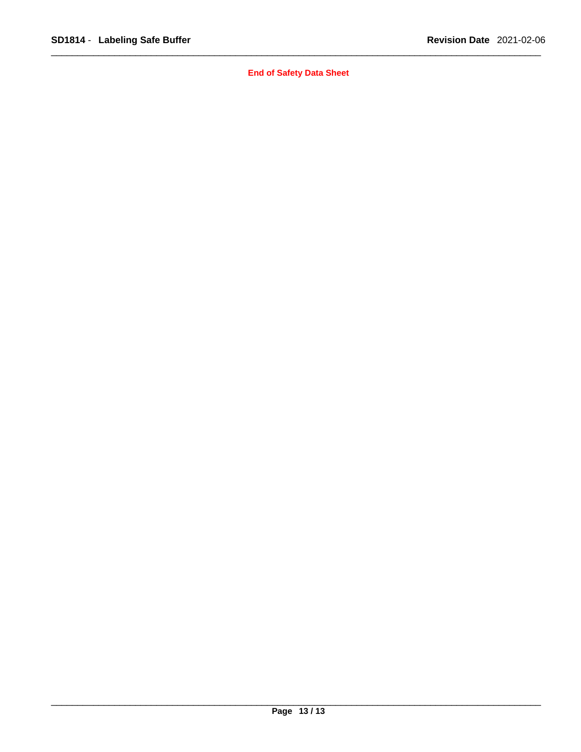**End of Safety Data Sheet**